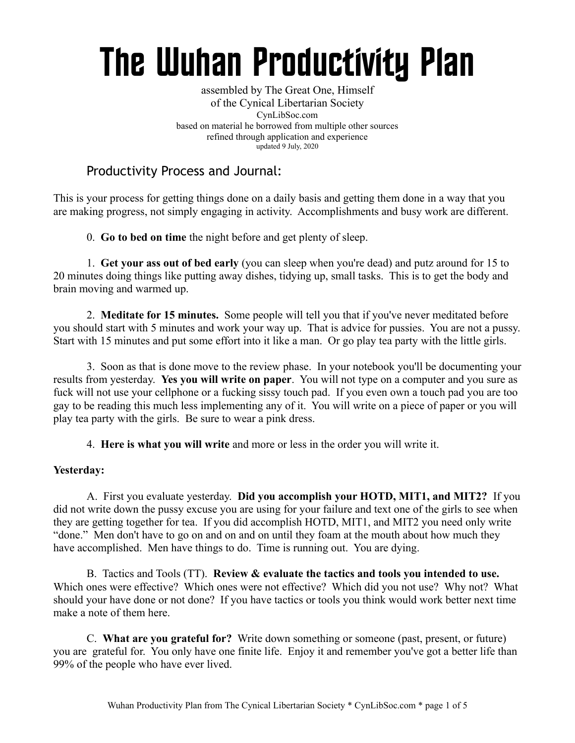# The Wuhan Productivity Plan

assembled by The Great One, Himself
of the Cynical Libertarian Society
CynLibSoc.com
based on material he borrowed from multiple other sources
refined through application and experience
updated 9 July, 2020

## Productivity Process and Journal:

This is your process for getting things done on a daily basis and getting them done in a way that you are making progress, not simply engaging in activity. Accomplishments and busy work are different.

0. **Go to bed on time** the night before and get plenty of sleep.

1. **Get your ass out of bed early** (you can sleep when you're dead) and putz around for 15 to 20 minutes doing things like putting away dishes, tidying up, small tasks. This is to get the body and brain moving and warmed up.

2. **Meditate for 15 minutes.** Some people will tell you that if you've never meditated before you should start with 5 minutes and work your way up. That is advice for pussies. You are not a pussy. Start with 15 minutes and put some effort into it like a man. Or go play tea party with the little girls.

3. Soon as that is done move to the review phase. In your notebook you'll be documenting your results from yesterday. **Yes you will write on paper**. You will not type on a computer and you sure as fuck will not use your cellphone or a fucking sissy touch pad. If you even own a touch pad you are too gay to be reading this much less implementing any of it. You will write on a piece of paper or you will play tea party with the girls. Be sure to wear a pink dress.

4. **Here is what you will write** and more or less in the order you will write it.

**Yesterday:**

A. First you evaluate yesterday. **Did you accomplish your HOTD, MIT1, and MIT2?** If you did not write down the pussy excuse you are using for your failure and text one of the girls to see when they are getting together for tea. If you did accomplish HOTD, MIT1, and MIT2 you need only write "done." Men don't have to go on and on and on until they foam at the mouth about how much they have accomplished. Men have things to do. Time is running out. You are dying.

B. Tactics and Tools (TT). **Review & evaluate the tactics and tools you intended to use.** Which ones were effective? Which ones were not effective? Which did you not use? Why not? What should your have done or not done? If you have tactics or tools you think would work better next time make a note of them here.

C. **What are you grateful for?** Write down something or someone (past, present, or future) you are grateful for. You only have one finite life. Enjoy it and remember you've got a better life than 99% of the people who have ever lived.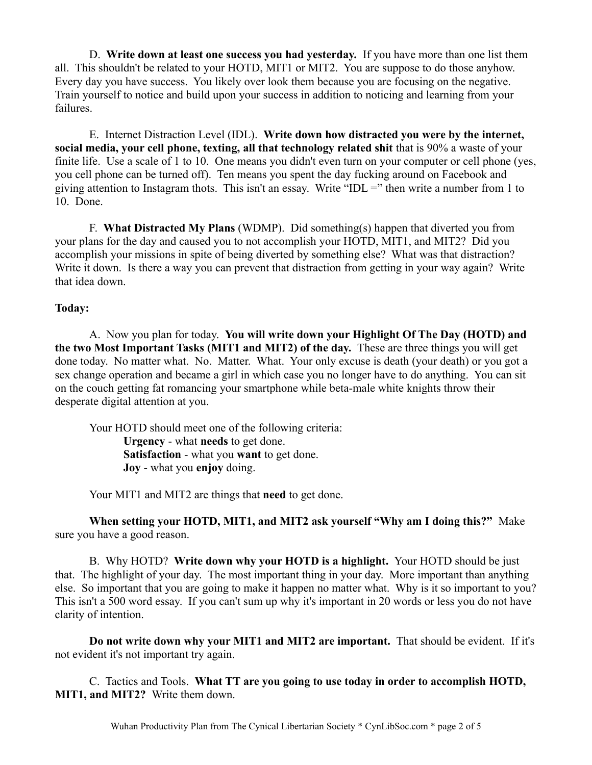D. **Write down at least one success you had yesterday.** If you have more than one list them all. This shouldn't be related to your HOTD, MIT1 or MIT2. You are suppose to do those anyhow. Every day you have success. You likely over look them because you are focusing on the negative. Train yourself to notice and build upon your success in addition to noticing and learning from your failures.

E. Internet Distraction Level (IDL). **Write down how distracted you were by the internet, social media, your cell phone, texting, all that technology related shit** that is 90% a waste of your finite life. Use a scale of 1 to 10. One means you didn't even turn on your computer or cell phone (yes, you cell phone can be turned off). Ten means you spent the day fucking around on Facebook and giving attention to Instagram thots. This isn't an essay. Write "IDL =" then write a number from 1 to 10. Done.

F. **What Distracted My Plans** (WDMP). Did something(s) happen that diverted you from your plans for the day and caused you to not accomplish your HOTD, MIT1, and MIT2? Did you accomplish your missions in spite of being diverted by something else? What was that distraction? Write it down. Is there a way you can prevent that distraction from getting in your way again? Write that idea down.

**Today:**

A. Now you plan for today. **You will write down your Highlight Of The Day (HOTD) and the two Most Important Tasks (MIT1 and MIT2) of the day.** These are three things you will get done today. No matter what. No. Matter. What. Your only excuse is death (your death) or you got a sex change operation and became a girl in which case you no longer have to do anything. You can sit on the couch getting fat romancing your smartphone while beta-male white knights throw their desperate digital attention at you.

Your HOTD should meet one of the following criteria:

- **Urgency** - what **needs** to get done.
- **Satisfaction** - what you **want** to get done.
- **Joy** - what you **enjoy** doing.

Your MIT1 and MIT2 are things that **need** to get done.

**When setting your HOTD, MIT1, and MIT2 ask yourself "Why am I doing this?"** Make sure you have a good reason.

B. Why HOTD? **Write down why your HOTD is a highlight.** Your HOTD should be just that. The highlight of your day. The most important thing in your day. More important than anything else. So important that you are going to make it happen no matter what. Why is it so important to you? This isn't a 500 word essay. If you can't sum up why it's important in 20 words or less you do not have clarity of intention.

**Do not write down why your MIT1 and MIT2 are important.** That should be evident. If it's not evident it's not important try again.

C. Tactics and Tools. **What TT are you going to use today in order to accomplish HOTD, MIT1, and MIT2?** Write them down.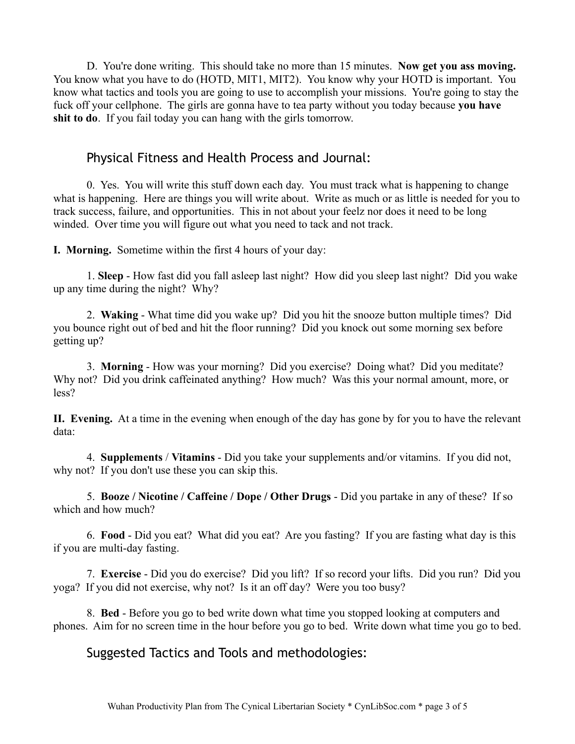D. You're done writing. This should take no more than 15 minutes. **Now get you ass moving.** You know what you have to do (HOTD, MIT1, MIT2). You know why your HOTD is important. You know what tactics and tools you are going to use to accomplish your missions. You're going to stay the fuck off your cellphone. The girls are gonna have to tea party without you today because **you have shit to do**. If you fail today you can hang with the girls tomorrow.

## Physical Fitness and Health Process and Journal:

0. Yes. You will write this stuff down each day. You must track what is happening to change what is happening. Here are things you will write about. Write as much or as little is needed for you to track success, failure, and opportunities. This in not about your feelz nor does it need to be long winded. Over time you will figure out what you need to tack and not track.

**I. Morning.** Sometime within the first 4 hours of your day:

1. **Sleep** - How fast did you fall asleep last night? How did you sleep last night? Did you wake up any time during the night? Why?

2. **Waking** - What time did you wake up? Did you hit the snooze button multiple times? Did you bounce right out of bed and hit the floor running? Did you knock out some morning sex before getting up?

3. **Morning** - How was your morning? Did you exercise? Doing what? Did you meditate? Why not? Did you drink caffeinated anything? How much? Was this your normal amount, more, or less?

**II. Evening.** At a time in the evening when enough of the day has gone by for you to have the relevant data:

4. **Supplements** / **Vitamins** - Did you take your supplements and/or vitamins. If you did not, why not? If you don't use these you can skip this.

5. **Booze / Nicotine / Caffeine / Dope / Other Drugs** - Did you partake in any of these? If so which and how much?

6. **Food** - Did you eat? What did you eat? Are you fasting? If you are fasting what day is this if you are multi-day fasting.

7. **Exercise** - Did you do exercise? Did you lift? If so record your lifts. Did you run? Did you yoga? If you did not exercise, why not? Is it an off day? Were you too busy?

8. **Bed** - Before you go to bed write down what time you stopped looking at computers and phones. Aim for no screen time in the hour before you go to bed. Write down what time you go to bed.

## Suggested Tactics and Tools and methodologies: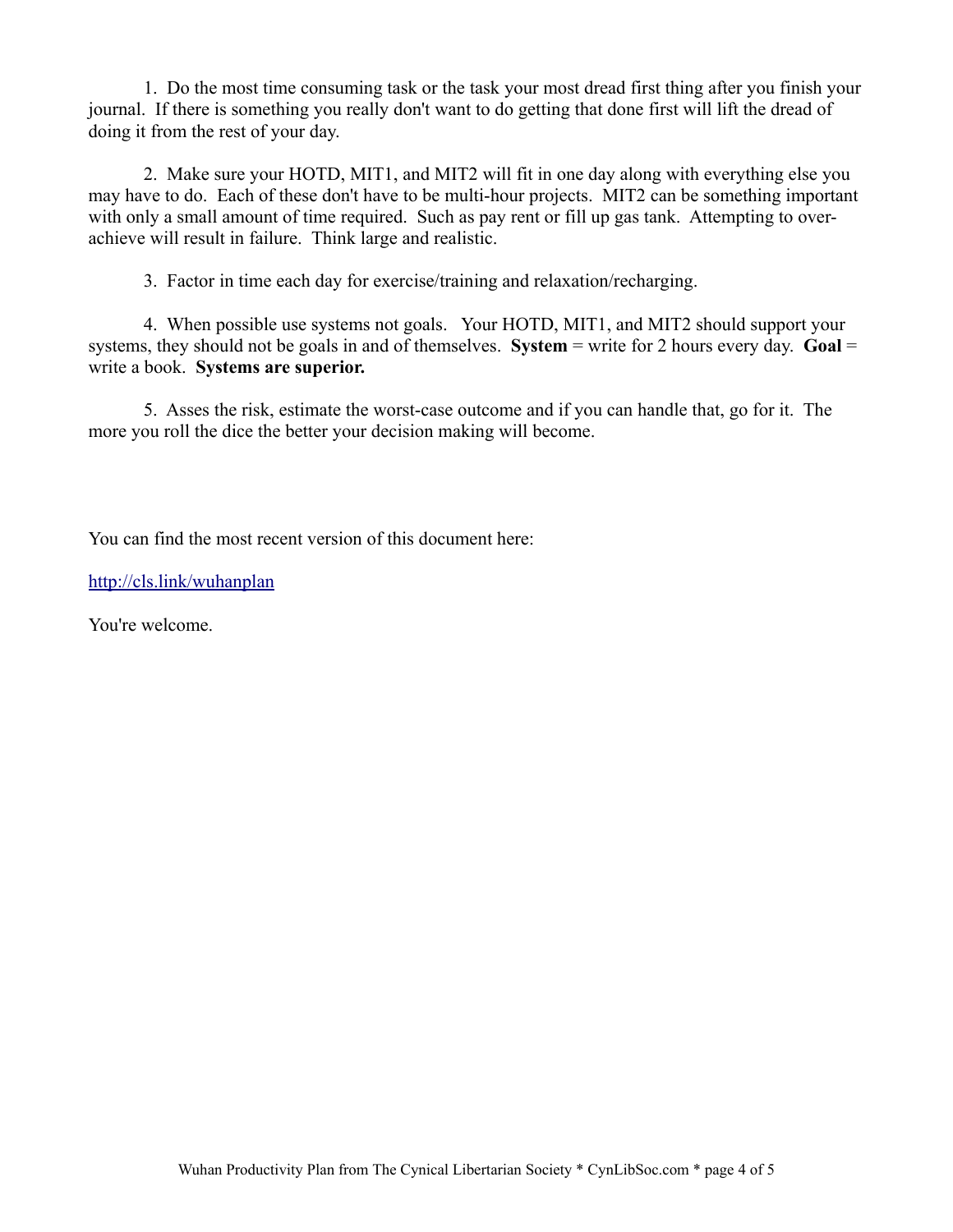1. Do the most time consuming task or the task your most dread first thing after you finish your journal. If there is something you really don't want to do getting that done first will lift the dread of doing it from the rest of your day.

2. Make sure your HOTD, MIT1, and MIT2 will fit in one day along with everything else you may have to do. Each of these don't have to be multi-hour projects. MIT2 can be something important with only a small amount of time required. Such as pay rent or fill up gas tank. Attempting to over-achieve will result in failure. Think large and realistic.

3. Factor in time each day for exercise/training and relaxation/recharging.

4. When possible use systems not goals. Your HOTD, MIT1, and MIT2 should support your systems, they should not be goals in and of themselves. **System** = write for 2 hours every day. **Goal** = write a book. **Systems are superior.**

5. Asses the risk, estimate the worst-case outcome and if you can handle that, go for it. The more you roll the dice the better your decision making will become.

You can find the most recent version of this document here:

[http://cls.link/wuhanplan](http://cls.link/wuhanplan)

You're welcome.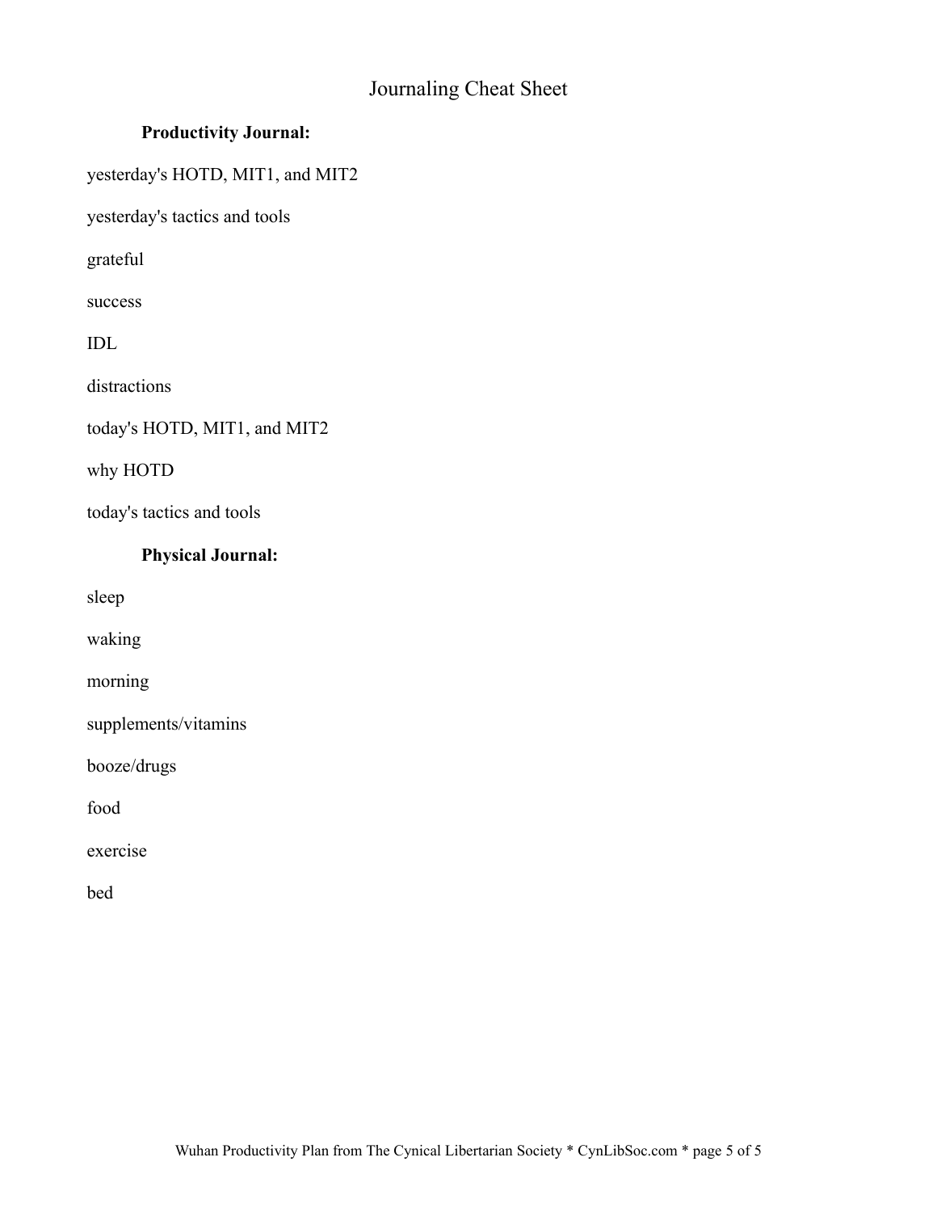# Journaling Cheat Sheet

**Productivity Journal:**

yesterday's HOTD, MIT1, and MIT2

yesterday's tactics and tools

grateful

success

IDL

distractions

today's HOTD, MIT1, and MIT2

why HOTD

today's tactics and tools

**Physical Journal:**

sleep

waking

morning

supplements/vitamins

booze/drugs

food

exercise

bed